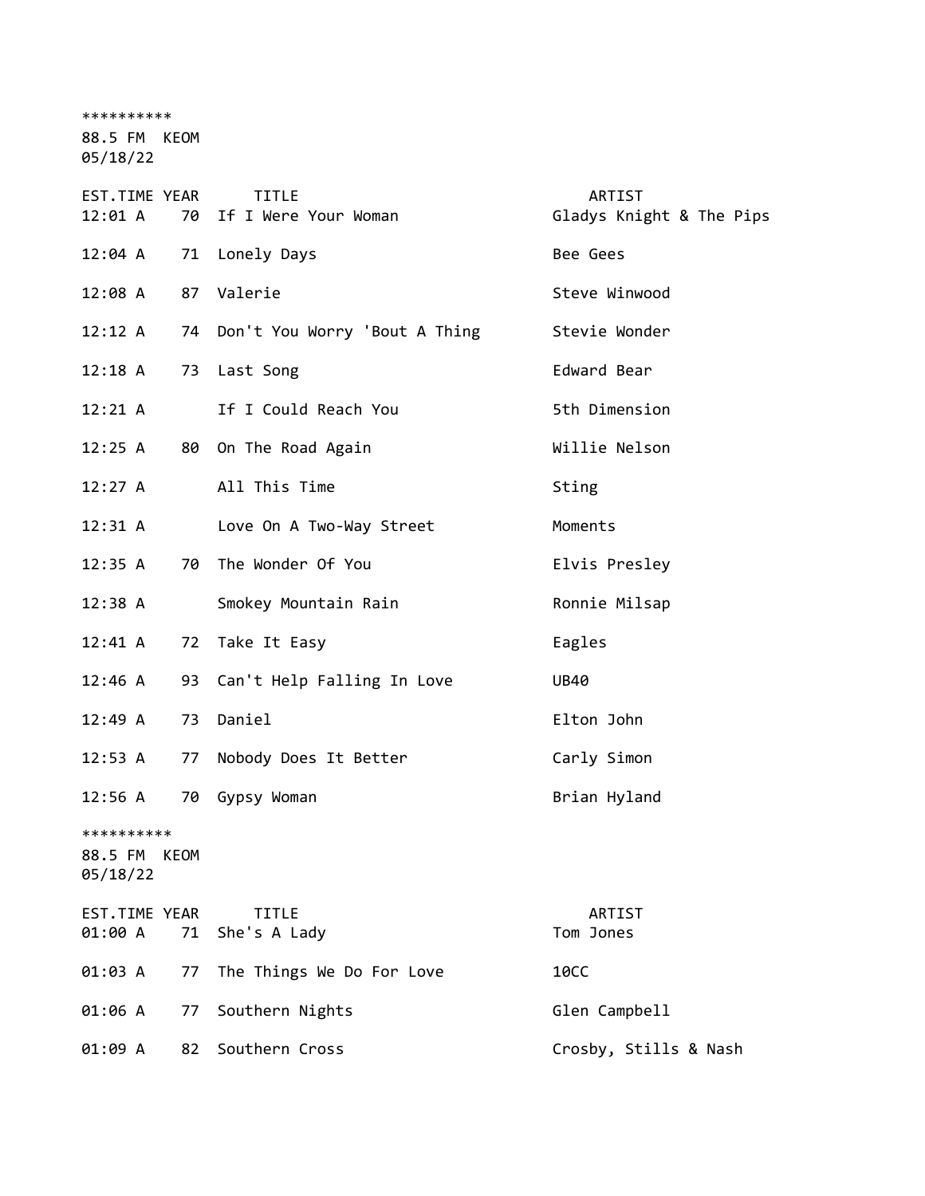**********
88.5 FM  KEOM
05/18/22

| EST.TIME | YEAR | TITLE | ARTIST |
|---|---|---|---|
| 12:01 A | 70 | If I Were Your Woman | Gladys Knight & The Pips |
| 12:04 A | 71 | Lonely Days | Bee Gees |
| 12:08 A | 87 | Valerie | Steve Winwood |
| 12:12 A | 74 | Don't You Worry 'Bout A Thing | Stevie Wonder |
| 12:18 A | 73 | Last Song | Edward Bear |
| 12:21 A | | If I Could Reach You | 5th Dimension |
| 12:25 A | 80 | On The Road Again | Willie Nelson |
| 12:27 A | | All This Time | Sting |
| 12:31 A | | Love On A Two-Way Street | Moments |
| 12:35 A | 70 | The Wonder Of You | Elvis Presley |
| 12:38 A | | Smokey Mountain Rain | Ronnie Milsap |
| 12:41 A | 72 | Take It Easy | Eagles |
| 12:46 A | 93 | Can't Help Falling In Love | UB40 |
| 12:49 A | 73 | Daniel | Elton John |
| 12:53 A | 77 | Nobody Does It Better | Carly Simon |
| 12:56 A | 70 | Gypsy Woman | Brian Hyland |

**********
88.5 FM  KEOM
05/18/22

| EST.TIME | YEAR | TITLE | ARTIST |
|---|---|---|---|
| 01:00 A | 71 | She's A Lady | Tom Jones |
| 01:03 A | 77 | The Things We Do For Love | 10CC |
| 01:06 A | 77 | Southern Nights | Glen Campbell |
| 01:09 A | 82 | Southern Cross | Crosby, Stills & Nash |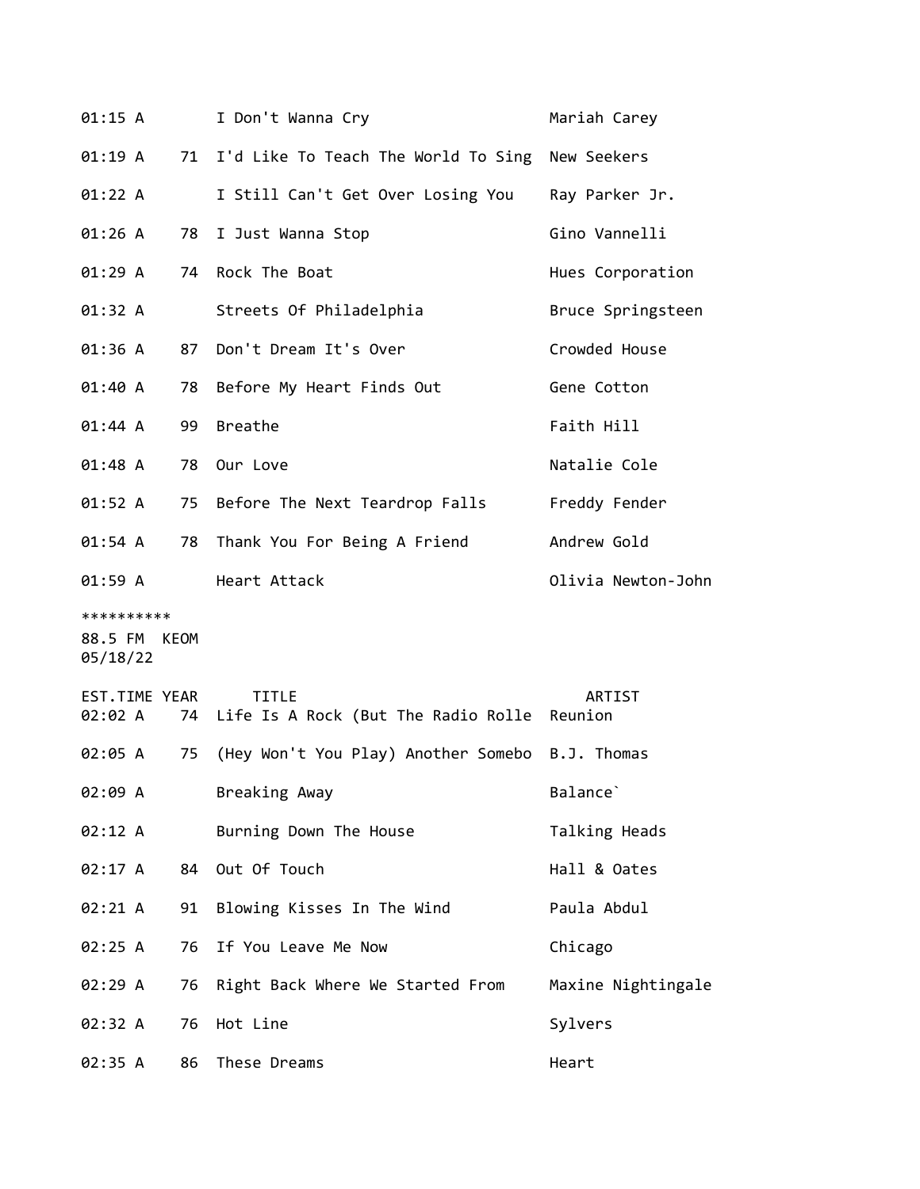| EST.TIME | YEAR | TITLE | ARTIST |
|---|---|---|---|
| 01:15 A | | I Don't Wanna Cry | Mariah Carey |
| 01:19 A | 71 | I'd Like To Teach The World To Sing | New Seekers |
| 01:22 A | | I Still Can't Get Over Losing You | Ray Parker Jr. |
| 01:26 A | 78 | I Just Wanna Stop | Gino Vannelli |
| 01:29 A | 74 | Rock The Boat | Hues Corporation |
| 01:32 A | | Streets Of Philadelphia | Bruce Springsteen |
| 01:36 A | 87 | Don't Dream It's Over | Crowded House |
| 01:40 A | 78 | Before My Heart Finds Out | Gene Cotton |
| 01:44 A | 99 | Breathe | Faith Hill |
| 01:48 A | 78 | Our Love | Natalie Cole |
| 01:52 A | 75 | Before The Next Teardrop Falls | Freddy Fender |
| 01:54 A | 78 | Thank You For Being A Friend | Andrew Gold |
| 01:59 A | | Heart Attack | Olivia Newton-John |

**********

88.5 FM KEOM

05/18/22

| EST.TIME | YEAR | TITLE | ARTIST |
|---|---|---|---|
| 02:02 A | 74 | Life Is A Rock (But The Radio Rolle | Reunion |
| 02:05 A | 75 | (Hey Won't You Play) Another Somebo | B.J. Thomas |
| 02:09 A | | Breaking Away | Balance` |
| 02:12 A | | Burning Down The House | Talking Heads |
| 02:17 A | 84 | Out Of Touch | Hall & Oates |
| 02:21 A | 91 | Blowing Kisses In The Wind | Paula Abdul |
| 02:25 A | 76 | If You Leave Me Now | Chicago |
| 02:29 A | 76 | Right Back Where We Started From | Maxine Nightingale |
| 02:32 A | 76 | Hot Line | Sylvers |
| 02:35 A | 86 | These Dreams | Heart |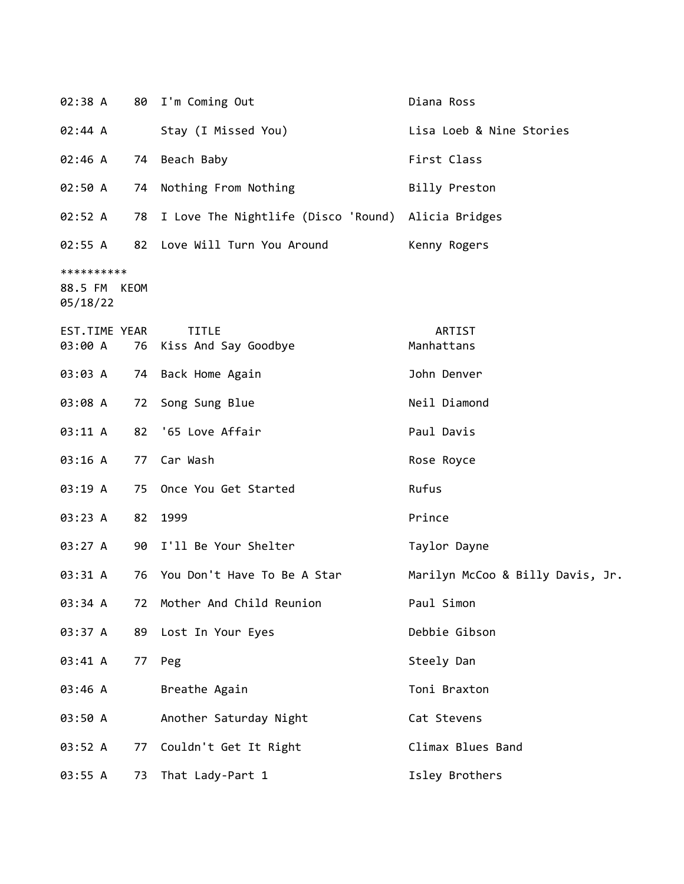| EST.TIME | YEAR | TITLE | ARTIST |
|---|---|---|---|
| 02:38 A | 80 | I'm Coming Out | Diana Ross |
| 02:44 A | | Stay (I Missed You) | Lisa Loeb & Nine Stories |
| 02:46 A | 74 | Beach Baby | First Class |
| 02:50 A | 74 | Nothing From Nothing | Billy Preston |
| 02:52 A | 78 | I Love The Nightlife (Disco 'Round) | Alicia Bridges |
| 02:55 A | 82 | Love Will Turn You Around | Kenny Rogers |

**********
88.5 FM KEOM
05/18/22

| EST.TIME | YEAR | TITLE | ARTIST |
|---|---|---|---|
| 03:00 A | 76 | Kiss And Say Goodbye | Manhattans |
| 03:03 A | 74 | Back Home Again | John Denver |
| 03:08 A | 72 | Song Sung Blue | Neil Diamond |
| 03:11 A | 82 | '65 Love Affair | Paul Davis |
| 03:16 A | 77 | Car Wash | Rose Royce |
| 03:19 A | 75 | Once You Get Started | Rufus |
| 03:23 A | 82 | 1999 | Prince |
| 03:27 A | 90 | I'll Be Your Shelter | Taylor Dayne |
| 03:31 A | 76 | You Don't Have To Be A Star | Marilyn McCoo & Billy Davis, Jr. |
| 03:34 A | 72 | Mother And Child Reunion | Paul Simon |
| 03:37 A | 89 | Lost In Your Eyes | Debbie Gibson |
| 03:41 A | 77 | Peg | Steely Dan |
| 03:46 A | | Breathe Again | Toni Braxton |
| 03:50 A | | Another Saturday Night | Cat Stevens |
| 03:52 A | 77 | Couldn't Get It Right | Climax Blues Band |
| 03:55 A | 73 | That Lady-Part 1 | Isley Brothers |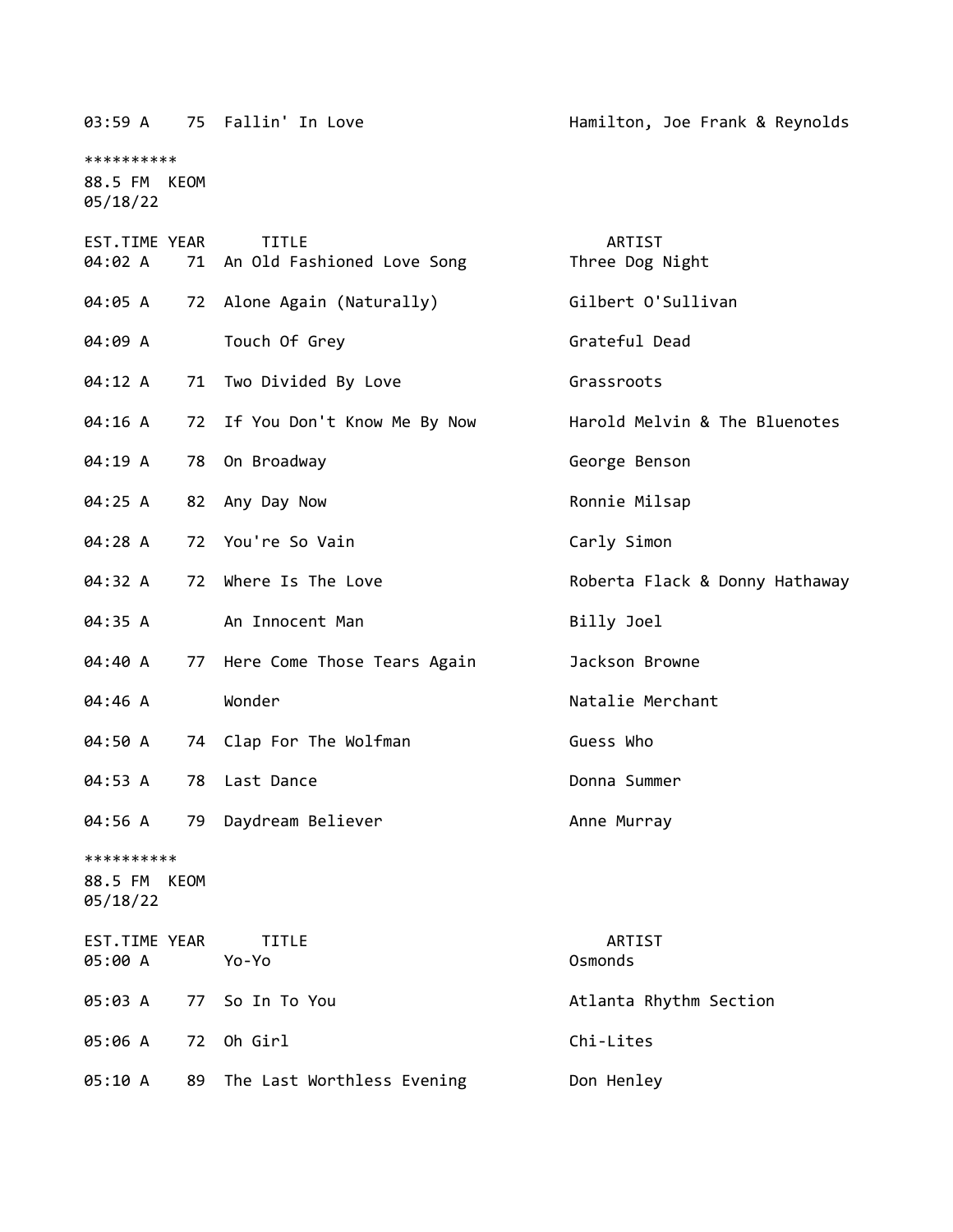| EST.TIME | YEAR | TITLE | ARTIST |
|---|---|---|---|
| 03:59 A | 75 | Fallin' In Love | Hamilton, Joe Frank & Reynolds |

**********
88.5 FM KEOM
05/18/22

| EST.TIME | YEAR | TITLE | ARTIST |
|---|---|---|---|
| 04:02 A | 71 | An Old Fashioned Love Song | Three Dog Night |
| 04:05 A | 72 | Alone Again (Naturally) | Gilbert O'Sullivan |
| 04:09 A | | Touch Of Grey | Grateful Dead |
| 04:12 A | 71 | Two Divided By Love | Grassroots |
| 04:16 A | 72 | If You Don't Know Me By Now | Harold Melvin & The Bluenotes |
| 04:19 A | 78 | On Broadway | George Benson |
| 04:25 A | 82 | Any Day Now | Ronnie Milsap |
| 04:28 A | 72 | You're So Vain | Carly Simon |
| 04:32 A | 72 | Where Is The Love | Roberta Flack & Donny Hathaway |
| 04:35 A | | An Innocent Man | Billy Joel |
| 04:40 A | 77 | Here Come Those Tears Again | Jackson Browne |
| 04:46 A | | Wonder | Natalie Merchant |
| 04:50 A | 74 | Clap For The Wolfman | Guess Who |
| 04:53 A | 78 | Last Dance | Donna Summer |
| 04:56 A | 79 | Daydream Believer | Anne Murray |

**********
88.5 FM KEOM
05/18/22

| EST.TIME | YEAR | TITLE | ARTIST |
|---|---|---|---|
| 05:00 A | | Yo-Yo | Osmonds |
| 05:03 A | 77 | So In To You | Atlanta Rhythm Section |
| 05:06 A | 72 | Oh Girl | Chi-Lites |
| 05:10 A | 89 | The Last Worthless Evening | Don Henley |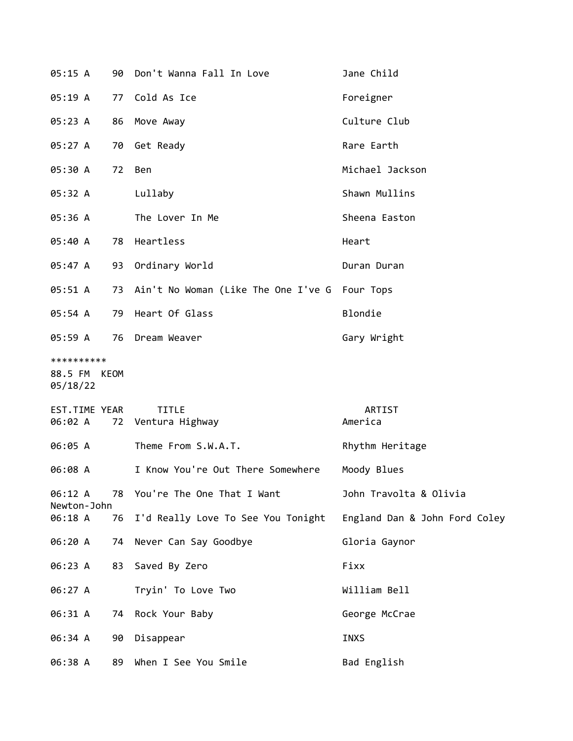| EST.TIME | YEAR | TITLE | ARTIST |
|---|---|---|---|
| 05:15 A | 90 | Don't Wanna Fall In Love | Jane Child |
| 05:19 A | 77 | Cold As Ice | Foreigner |
| 05:23 A | 86 | Move Away | Culture Club |
| 05:27 A | 70 | Get Ready | Rare Earth |
| 05:30 A | 72 | Ben | Michael Jackson |
| 05:32 A | | Lullaby | Shawn Mullins |
| 05:36 A | | The Lover In Me | Sheena Easton |
| 05:40 A | 78 | Heartless | Heart |
| 05:47 A | 93 | Ordinary World | Duran Duran |
| 05:51 A | 73 | Ain't No Woman (Like The One I've G | Four Tops |
| 05:54 A | 79 | Heart Of Glass | Blondie |
| 05:59 A | 76 | Dream Weaver | Gary Wright |

**********
88.5 FM KEOM
05/18/22

| EST.TIME | YEAR | TITLE | ARTIST |
|---|---|---|---|
| 06:02 A | 72 | Ventura Highway | America |
| 06:05 A | | Theme From S.W.A.T. | Rhythm Heritage |
| 06:08 A | | I Know You're Out There Somewhere | Moody Blues |
| 06:12 A | 78 | You're The One That I Want | John Travolta & Olivia Newton-John |
| 06:18 A | 76 | I'd Really Love To See You Tonight | England Dan & John Ford Coley |
| 06:20 A | 74 | Never Can Say Goodbye | Gloria Gaynor |
| 06:23 A | 83 | Saved By Zero | Fixx |
| 06:27 A | | Tryin' To Love Two | William Bell |
| 06:31 A | 74 | Rock Your Baby | George McCrae |
| 06:34 A | 90 | Disappear | INXS |
| 06:38 A | 89 | When I See You Smile | Bad English |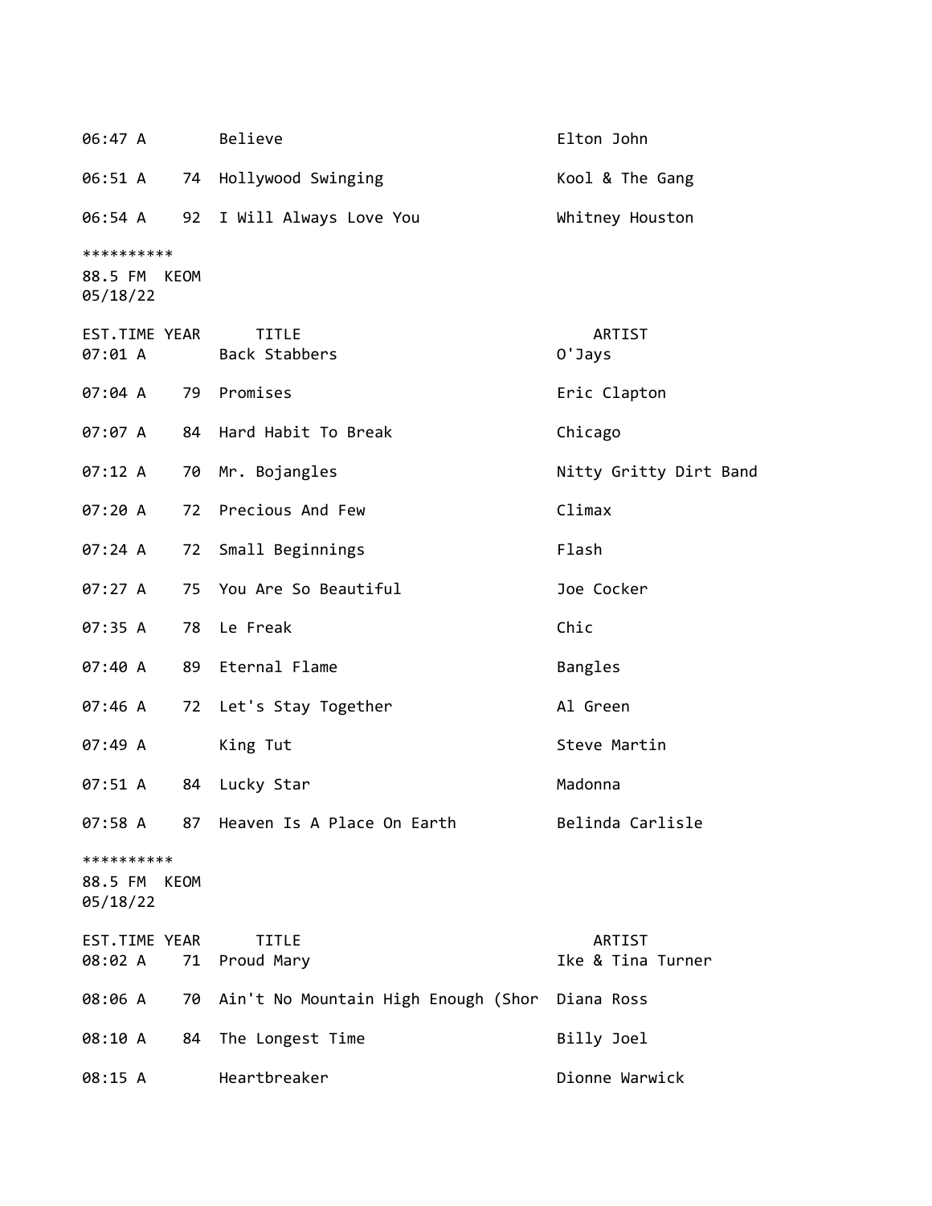| EST.TIME | YEAR | TITLE | ARTIST |
|---|---|---|---|
| 06:47 A | | Believe | Elton John |
| 06:51 A | 74 | Hollywood Swinging | Kool & The Gang |
| 06:54 A | 92 | I Will Always Love You | Whitney Houston |

**********
88.5 FM KEOM
05/18/22

| EST.TIME | YEAR | TITLE | ARTIST |
|---|---|---|---|
| 07:01 A | | Back Stabbers | O'Jays |
| 07:04 A | 79 | Promises | Eric Clapton |
| 07:07 A | 84 | Hard Habit To Break | Chicago |
| 07:12 A | 70 | Mr. Bojangles | Nitty Gritty Dirt Band |
| 07:20 A | 72 | Precious And Few | Climax |
| 07:24 A | 72 | Small Beginnings | Flash |
| 07:27 A | 75 | You Are So Beautiful | Joe Cocker |
| 07:35 A | 78 | Le Freak | Chic |
| 07:40 A | 89 | Eternal Flame | Bangles |
| 07:46 A | 72 | Let's Stay Together | Al Green |
| 07:49 A | | King Tut | Steve Martin |
| 07:51 A | 84 | Lucky Star | Madonna |
| 07:58 A | 87 | Heaven Is A Place On Earth | Belinda Carlisle |

**********
88.5 FM KEOM
05/18/22

| EST.TIME | YEAR | TITLE | ARTIST |
|---|---|---|---|
| 08:02 A | 71 | Proud Mary | Ike & Tina Turner |
| 08:06 A | 70 | Ain't No Mountain High Enough (Shor | Diana Ross |
| 08:10 A | 84 | The Longest Time | Billy Joel |
| 08:15 A | | Heartbreaker | Dionne Warwick |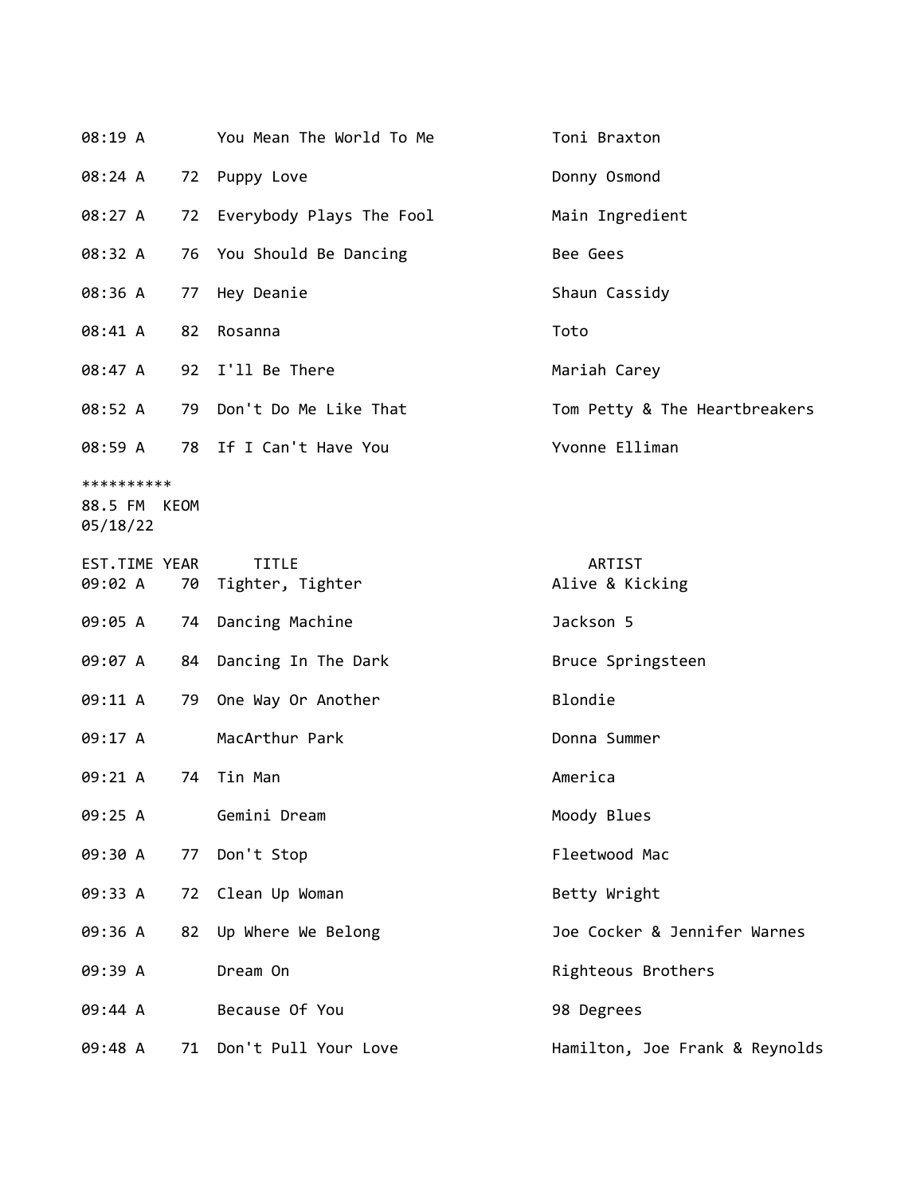| | | | |
|---|---|---|---|
| 08:19 A | | You Mean The World To Me | Toni Braxton |
| 08:24 A | 72 | Puppy Love | Donny Osmond |
| 08:27 A | 72 | Everybody Plays The Fool | Main Ingredient |
| 08:32 A | 76 | You Should Be Dancing | Bee Gees |
| 08:36 A | 77 | Hey Deanie | Shaun Cassidy |
| 08:41 A | 82 | Rosanna | Toto |
| 08:47 A | 92 | I'll Be There | Mariah Carey |
| 08:52 A | 79 | Don't Do Me Like That | Tom Petty & The Heartbreakers |
| 08:59 A | 78 | If I Can't Have You | Yvonne Elliman |

**********
88.5 FM KEOM
05/18/22

| EST.TIME | YEAR | TITLE | ARTIST |
|---|---|---|---|
| 09:02 A | 70 | Tighter, Tighter | Alive & Kicking |
| 09:05 A | 74 | Dancing Machine | Jackson 5 |
| 09:07 A | 84 | Dancing In The Dark | Bruce Springsteen |
| 09:11 A | 79 | One Way Or Another | Blondie |
| 09:17 A | | MacArthur Park | Donna Summer |
| 09:21 A | 74 | Tin Man | America |
| 09:25 A | | Gemini Dream | Moody Blues |
| 09:30 A | 77 | Don't Stop | Fleetwood Mac |
| 09:33 A | 72 | Clean Up Woman | Betty Wright |
| 09:36 A | 82 | Up Where We Belong | Joe Cocker & Jennifer Warnes |
| 09:39 A | | Dream On | Righteous Brothers |
| 09:44 A | | Because Of You | 98 Degrees |
| 09:48 A | 71 | Don't Pull Your Love | Hamilton, Joe Frank & Reynolds |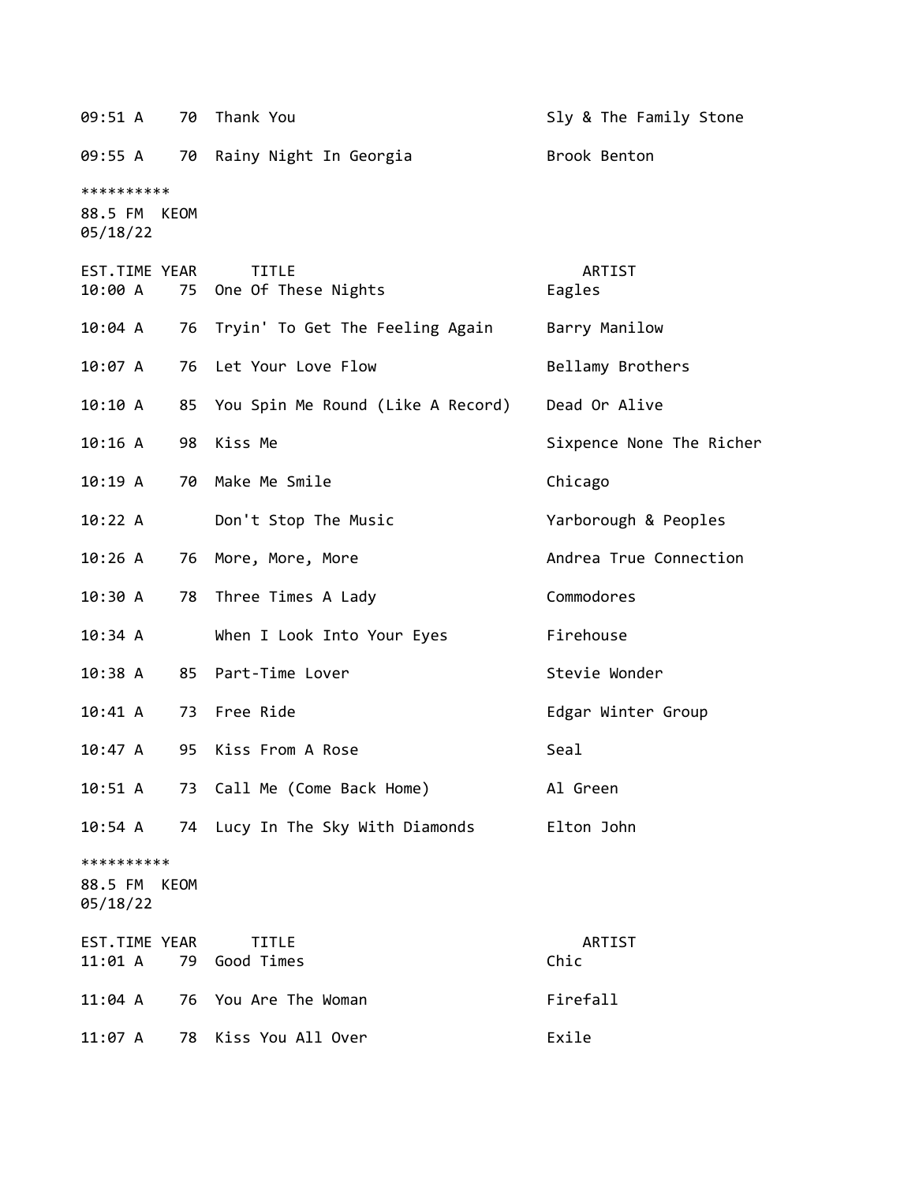| EST.TIME | YEAR | TITLE | ARTIST |
|---|---|---|---|
| 09:51 A | 70 | Thank You | Sly & The Family Stone |
| 09:55 A | 70 | Rainy Night In Georgia | Brook Benton |

**********
88.5 FM KEOM
05/18/22

| EST.TIME | YEAR | TITLE | ARTIST |
|---|---|---|---|
| 10:00 A | 75 | One Of These Nights | Eagles |
| 10:04 A | 76 | Tryin' To Get The Feeling Again | Barry Manilow |
| 10:07 A | 76 | Let Your Love Flow | Bellamy Brothers |
| 10:10 A | 85 | You Spin Me Round (Like A Record) | Dead Or Alive |
| 10:16 A | 98 | Kiss Me | Sixpence None The Richer |
| 10:19 A | 70 | Make Me Smile | Chicago |
| 10:22 A | | Don't Stop The Music | Yarborough & Peoples |
| 10:26 A | 76 | More, More, More | Andrea True Connection |
| 10:30 A | 78 | Three Times A Lady | Commodores |
| 10:34 A | | When I Look Into Your Eyes | Firehouse |
| 10:38 A | 85 | Part-Time Lover | Stevie Wonder |
| 10:41 A | 73 | Free Ride | Edgar Winter Group |
| 10:47 A | 95 | Kiss From A Rose | Seal |
| 10:51 A | 73 | Call Me (Come Back Home) | Al Green |
| 10:54 A | 74 | Lucy In The Sky With Diamonds | Elton John |

**********
88.5 FM KEOM
05/18/22

| EST.TIME | YEAR | TITLE | ARTIST |
|---|---|---|---|
| 11:01 A | 79 | Good Times | Chic |
| 11:04 A | 76 | You Are The Woman | Firefall |
| 11:07 A | 78 | Kiss You All Over | Exile |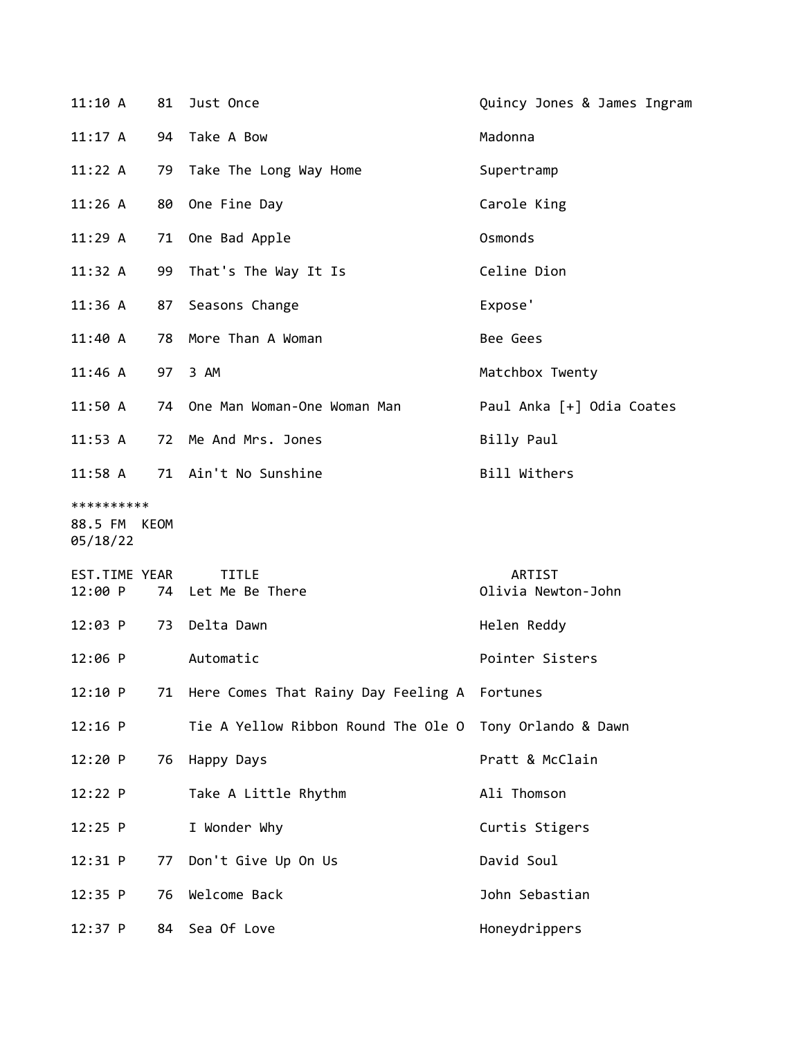| EST.TIME | YEAR | TITLE | ARTIST |
|---|---|---|---|
| 11:10 A | 81 | Just Once | Quincy Jones & James Ingram |
| 11:17 A | 94 | Take A Bow | Madonna |
| 11:22 A | 79 | Take The Long Way Home | Supertramp |
| 11:26 A | 80 | One Fine Day | Carole King |
| 11:29 A | 71 | One Bad Apple | Osmonds |
| 11:32 A | 99 | That's The Way It Is | Celine Dion |
| 11:36 A | 87 | Seasons Change | Expose' |
| 11:40 A | 78 | More Than A Woman | Bee Gees |
| 11:46 A | 97 | 3 AM | Matchbox Twenty |
| 11:50 A | 74 | One Man Woman-One Woman Man | Paul Anka [+] Odia Coates |
| 11:53 A | 72 | Me And Mrs. Jones | Billy Paul |
| 11:58 A | 71 | Ain't No Sunshine | Bill Withers |

**********
88.5 FM KEOM
05/18/22

| EST.TIME | YEAR | TITLE | ARTIST |
|---|---|---|---|
| 12:00 P | 74 | Let Me Be There | Olivia Newton-John |
| 12:03 P | 73 | Delta Dawn | Helen Reddy |
| 12:06 P | | Automatic | Pointer Sisters |
| 12:10 P | 71 | Here Comes That Rainy Day Feeling A | Fortunes |
| 12:16 P | | Tie A Yellow Ribbon Round The Ole O | Tony Orlando & Dawn |
| 12:20 P | 76 | Happy Days | Pratt & McClain |
| 12:22 P | | Take A Little Rhythm | Ali Thomson |
| 12:25 P | | I Wonder Why | Curtis Stigers |
| 12:31 P | 77 | Don't Give Up On Us | David Soul |
| 12:35 P | 76 | Welcome Back | John Sebastian |
| 12:37 P | 84 | Sea Of Love | Honeydrippers |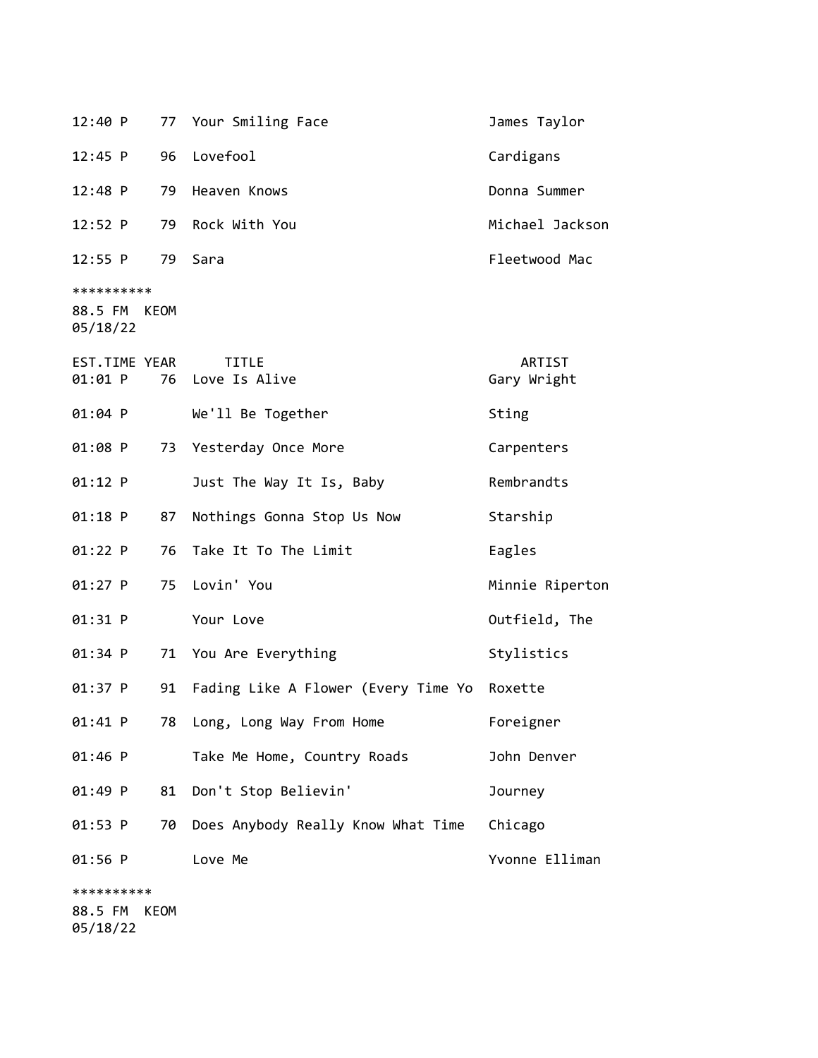| EST.TIME | YEAR | TITLE | ARTIST |
|---|---|---|---|
| 12:40 P | 77 | Your Smiling Face | James Taylor |
| 12:45 P | 96 | Lovefool | Cardigans |
| 12:48 P | 79 | Heaven Knows | Donna Summer |
| 12:52 P | 79 | Rock With You | Michael Jackson |
| 12:55 P | 79 | Sara | Fleetwood Mac |

**********
88.5 FM KEOM
05/18/22

| EST.TIME | YEAR | TITLE | ARTIST |
|---|---|---|---|
| 01:01 P | 76 | Love Is Alive | Gary Wright |
| 01:04 P | | We'll Be Together | Sting |
| 01:08 P | 73 | Yesterday Once More | Carpenters |
| 01:12 P | | Just The Way It Is, Baby | Rembrandts |
| 01:18 P | 87 | Nothings Gonna Stop Us Now | Starship |
| 01:22 P | 76 | Take It To The Limit | Eagles |
| 01:27 P | 75 | Lovin' You | Minnie Riperton |
| 01:31 P | | Your Love | Outfield, The |
| 01:34 P | 71 | You Are Everything | Stylistics |
| 01:37 P | 91 | Fading Like A Flower (Every Time Yo | Roxette |
| 01:41 P | 78 | Long, Long Way From Home | Foreigner |
| 01:46 P | | Take Me Home, Country Roads | John Denver |
| 01:49 P | 81 | Don't Stop Believin' | Journey |
| 01:53 P | 70 | Does Anybody Really Know What Time | Chicago |
| 01:56 P | | Love Me | Yvonne Elliman |

**********
88.5 FM KEOM
05/18/22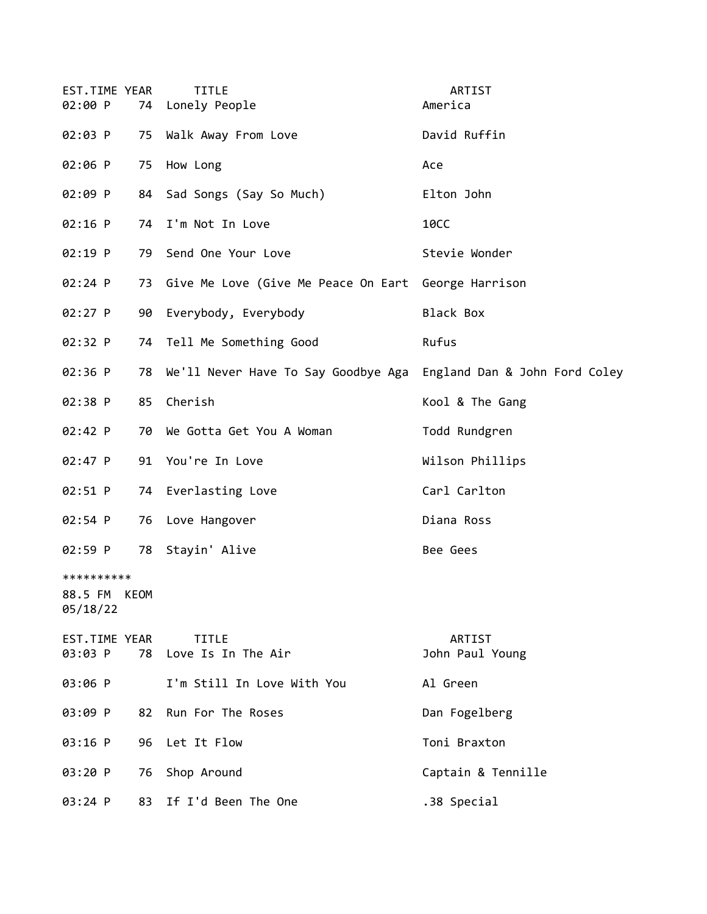| EST.TIME | YEAR | TITLE | ARTIST |
|---|---|---|---|
| 02:00 P | 74 | Lonely People | America |
| 02:03 P | 75 | Walk Away From Love | David Ruffin |
| 02:06 P | 75 | How Long | Ace |
| 02:09 P | 84 | Sad Songs (Say So Much) | Elton John |
| 02:16 P | 74 | I'm Not In Love | 10CC |
| 02:19 P | 79 | Send One Your Love | Stevie Wonder |
| 02:24 P | 73 | Give Me Love (Give Me Peace On Eart | George Harrison |
| 02:27 P | 90 | Everybody, Everybody | Black Box |
| 02:32 P | 74 | Tell Me Something Good | Rufus |
| 02:36 P | 78 | We'll Never Have To Say Goodbye Aga | England Dan & John Ford Coley |
| 02:38 P | 85 | Cherish | Kool & The Gang |
| 02:42 P | 70 | We Gotta Get You A Woman | Todd Rundgren |
| 02:47 P | 91 | You're In Love | Wilson Phillips |
| 02:51 P | 74 | Everlasting Love | Carl Carlton |
| 02:54 P | 76 | Love Hangover | Diana Ross |
| 02:59 P | 78 | Stayin' Alive | Bee Gees |

**********
88.5 FM KEOM
05/18/22

| EST.TIME | YEAR | TITLE | ARTIST |
|---|---|---|---|
| 03:03 P | 78 | Love Is In The Air | John Paul Young |
| 03:06 P | | I'm Still In Love With You | Al Green |
| 03:09 P | 82 | Run For The Roses | Dan Fogelberg |
| 03:16 P | 96 | Let It Flow | Toni Braxton |
| 03:20 P | 76 | Shop Around | Captain & Tennille |
| 03:24 P | 83 | If I'd Been The One | .38 Special |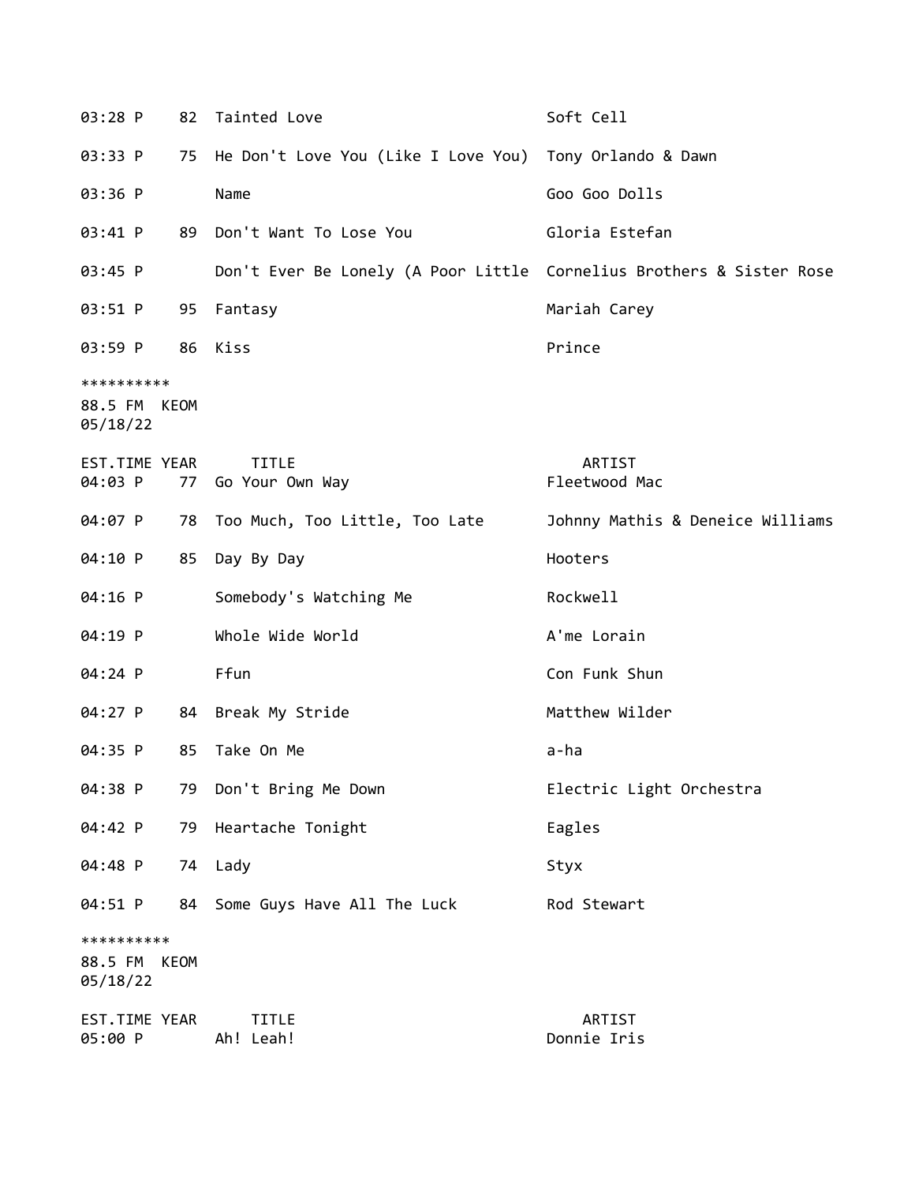| EST.TIME | YEAR | TITLE | ARTIST |
|---|---|---|---|
| 03:28 P | 82 | Tainted Love | Soft Cell |
| 03:33 P | 75 | He Don't Love You (Like I Love You) | Tony Orlando & Dawn |
| 03:36 P | | Name | Goo Goo Dolls |
| 03:41 P | 89 | Don't Want To Lose You | Gloria Estefan |
| 03:45 P | | Don't Ever Be Lonely (A Poor Little | Cornelius Brothers & Sister Rose |
| 03:51 P | 95 | Fantasy | Mariah Carey |
| 03:59 P | 86 | Kiss | Prince |

**********
88.5 FM KEOM
05/18/22

| EST.TIME | YEAR | TITLE | ARTIST |
|---|---|---|---|
| 04:03 P | 77 | Go Your Own Way | Fleetwood Mac |
| 04:07 P | 78 | Too Much, Too Little, Too Late | Johnny Mathis & Deneice Williams |
| 04:10 P | 85 | Day By Day | Hooters |
| 04:16 P | | Somebody's Watching Me | Rockwell |
| 04:19 P | | Whole Wide World | A'me Lorain |
| 04:24 P | | Ffun | Con Funk Shun |
| 04:27 P | 84 | Break My Stride | Matthew Wilder |
| 04:35 P | 85 | Take On Me | a-ha |
| 04:38 P | 79 | Don't Bring Me Down | Electric Light Orchestra |
| 04:42 P | 79 | Heartache Tonight | Eagles |
| 04:48 P | 74 | Lady | Styx |
| 04:51 P | 84 | Some Guys Have All The Luck | Rod Stewart |

**********
88.5 FM KEOM
05/18/22

| EST.TIME | YEAR | TITLE | ARTIST |
|---|---|---|---|
| 05:00 P | | Ah! Leah! | Donnie Iris |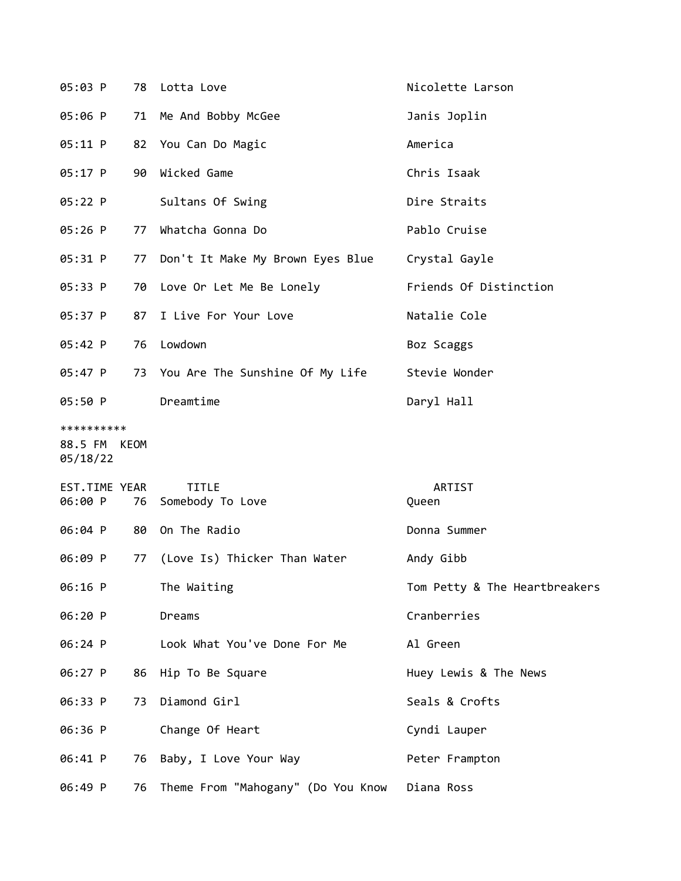| EST.TIME | YEAR | TITLE | ARTIST |
|---|---|---|---|
| 05:03 P | 78 | Lotta Love | Nicolette Larson |
| 05:06 P | 71 | Me And Bobby McGee | Janis Joplin |
| 05:11 P | 82 | You Can Do Magic | America |
| 05:17 P | 90 | Wicked Game | Chris Isaak |
| 05:22 P | | Sultans Of Swing | Dire Straits |
| 05:26 P | 77 | Whatcha Gonna Do | Pablo Cruise |
| 05:31 P | 77 | Don't It Make My Brown Eyes Blue | Crystal Gayle |
| 05:33 P | 70 | Love Or Let Me Be Lonely | Friends Of Distinction |
| 05:37 P | 87 | I Live For Your Love | Natalie Cole |
| 05:42 P | 76 | Lowdown | Boz Scaggs |
| 05:47 P | 73 | You Are The Sunshine Of My Life | Stevie Wonder |
| 05:50 P | | Dreamtime | Daryl Hall |

**********
88.5 FM KEOM
05/18/22

| EST.TIME | YEAR | TITLE | ARTIST |
|---|---|---|---|
| 06:00 P | 76 | Somebody To Love | Queen |
| 06:04 P | 80 | On The Radio | Donna Summer |
| 06:09 P | 77 | (Love Is) Thicker Than Water | Andy Gibb |
| 06:16 P | | The Waiting | Tom Petty & The Heartbreakers |
| 06:20 P | | Dreams | Cranberries |
| 06:24 P | | Look What You've Done For Me | Al Green |
| 06:27 P | 86 | Hip To Be Square | Huey Lewis & The News |
| 06:33 P | 73 | Diamond Girl | Seals & Crofts |
| 06:36 P | | Change Of Heart | Cyndi Lauper |
| 06:41 P | 76 | Baby, I Love Your Way | Peter Frampton |
| 06:49 P | 76 | Theme From "Mahogany" (Do You Know | Diana Ross |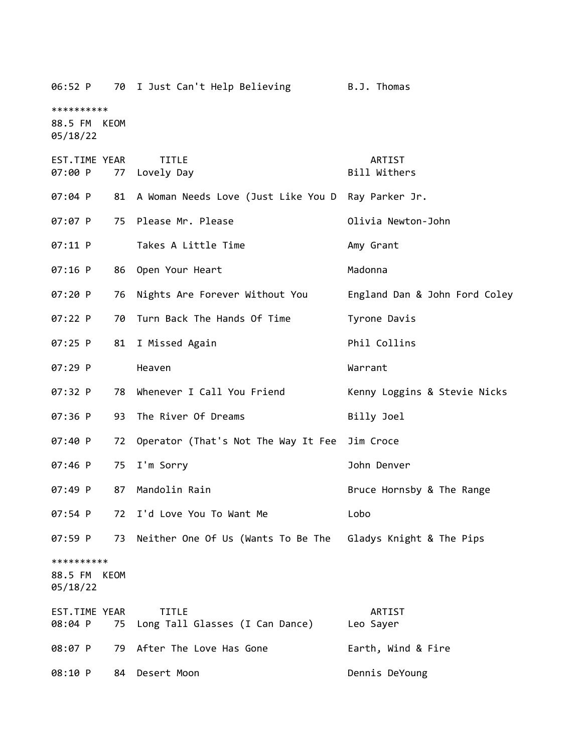| EST.TIME | YEAR | TITLE | ARTIST |
|---|---|---|---|
| 06:52 P | 70 | I Just Can't Help Believing | B.J. Thomas |

**********
88.5 FM KEOM
05/18/22

| EST.TIME | YEAR | TITLE | ARTIST |
|---|---|---|---|
| 07:00 P | 77 | Lovely Day | Bill Withers |
| 07:04 P | 81 | A Woman Needs Love (Just Like You D | Ray Parker Jr. |
| 07:07 P | 75 | Please Mr. Please | Olivia Newton-John |
| 07:11 P | | Takes A Little Time | Amy Grant |
| 07:16 P | 86 | Open Your Heart | Madonna |
| 07:20 P | 76 | Nights Are Forever Without You | England Dan & John Ford Coley |
| 07:22 P | 70 | Turn Back The Hands Of Time | Tyrone Davis |
| 07:25 P | 81 | I Missed Again | Phil Collins |
| 07:29 P | | Heaven | Warrant |
| 07:32 P | 78 | Whenever I Call You Friend | Kenny Loggins & Stevie Nicks |
| 07:36 P | 93 | The River Of Dreams | Billy Joel |
| 07:40 P | 72 | Operator (That's Not The Way It Fee | Jim Croce |
| 07:46 P | 75 | I'm Sorry | John Denver |
| 07:49 P | 87 | Mandolin Rain | Bruce Hornsby & The Range |
| 07:54 P | 72 | I'd Love You To Want Me | Lobo |
| 07:59 P | 73 | Neither One Of Us (Wants To Be The | Gladys Knight & The Pips |

**********
88.5 FM KEOM
05/18/22

| EST.TIME | YEAR | TITLE | ARTIST |
|---|---|---|---|
| 08:04 P | 75 | Long Tall Glasses (I Can Dance) | Leo Sayer |
| 08:07 P | 79 | After The Love Has Gone | Earth, Wind & Fire |
| 08:10 P | 84 | Desert Moon | Dennis DeYoung |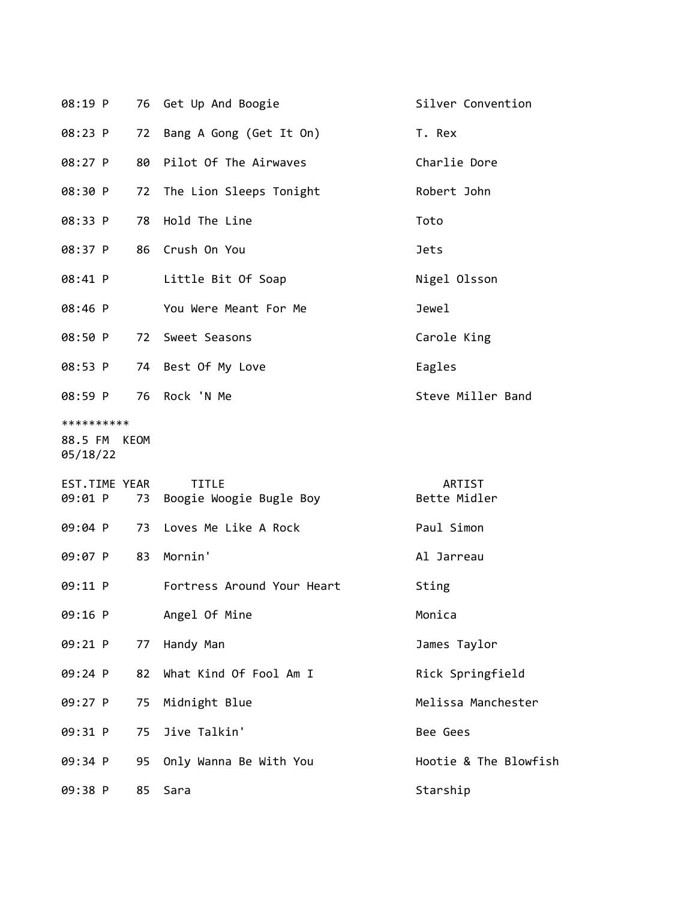| EST.TIME | YEAR | TITLE | ARTIST |
|---|---|---|---|
| 08:19 P | 76 | Get Up And Boogie | Silver Convention |
| 08:23 P | 72 | Bang A Gong (Get It On) | T. Rex |
| 08:27 P | 80 | Pilot Of The Airwaves | Charlie Dore |
| 08:30 P | 72 | The Lion Sleeps Tonight | Robert John |
| 08:33 P | 78 | Hold The Line | Toto |
| 08:37 P | 86 | Crush On You | Jets |
| 08:41 P | | Little Bit Of Soap | Nigel Olsson |
| 08:46 P | | You Were Meant For Me | Jewel |
| 08:50 P | 72 | Sweet Seasons | Carole King |
| 08:53 P | 74 | Best Of My Love | Eagles |
| 08:59 P | 76 | Rock 'N Me | Steve Miller Band |

**********
88.5 FM KEOM
05/18/22

| EST.TIME | YEAR | TITLE | ARTIST |
|---|---|---|---|
| 09:01 P | 73 | Boogie Woogie Bugle Boy | Bette Midler |
| 09:04 P | 73 | Loves Me Like A Rock | Paul Simon |
| 09:07 P | 83 | Mornin' | Al Jarreau |
| 09:11 P | | Fortress Around Your Heart | Sting |
| 09:16 P | | Angel Of Mine | Monica |
| 09:21 P | 77 | Handy Man | James Taylor |
| 09:24 P | 82 | What Kind Of Fool Am I | Rick Springfield |
| 09:27 P | 75 | Midnight Blue | Melissa Manchester |
| 09:31 P | 75 | Jive Talkin' | Bee Gees |
| 09:34 P | 95 | Only Wanna Be With You | Hootie & The Blowfish |
| 09:38 P | 85 | Sara | Starship |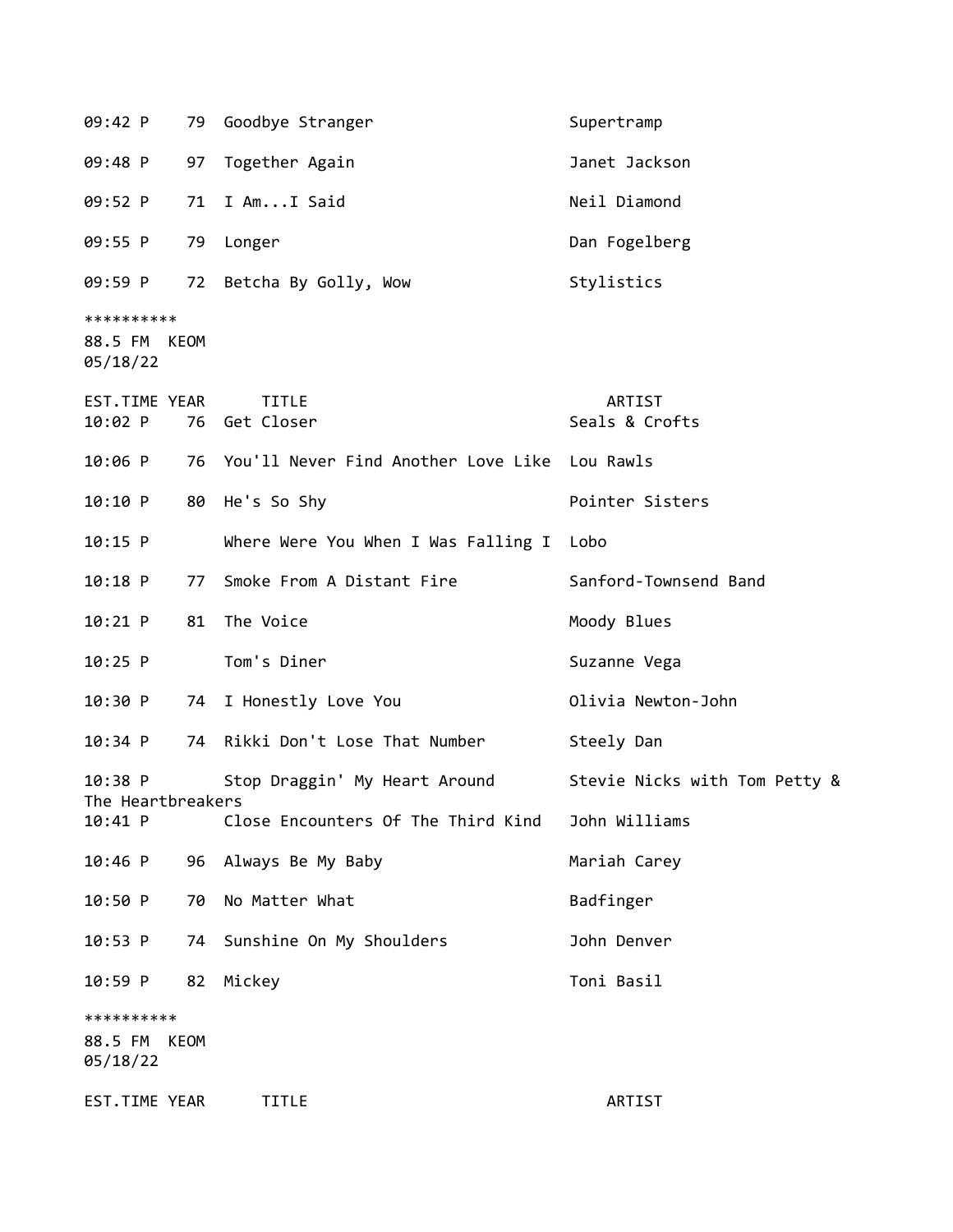| EST.TIME | YEAR | TITLE | ARTIST |
|---|---|---|---|
| 09:42 P | 79 | Goodbye Stranger | Supertramp |
| 09:48 P | 97 | Together Again | Janet Jackson |
| 09:52 P | 71 | I Am...I Said | Neil Diamond |
| 09:55 P | 79 | Longer | Dan Fogelberg |
| 09:59 P | 72 | Betcha By Golly, Wow | Stylistics |

**********
88.5 FM KEOM
05/18/22

| EST.TIME | YEAR | TITLE | ARTIST |
|---|---|---|---|
| 10:02 P | 76 | Get Closer | Seals & Crofts |
| 10:06 P | 76 | You'll Never Find Another Love Like | Lou Rawls |
| 10:10 P | 80 | He's So Shy | Pointer Sisters |
| 10:15 P | | Where Were You When I Was Falling I | Lobo |
| 10:18 P | 77 | Smoke From A Distant Fire | Sanford-Townsend Band |
| 10:21 P | 81 | The Voice | Moody Blues |
| 10:25 P | | Tom's Diner | Suzanne Vega |
| 10:30 P | 74 | I Honestly Love You | Olivia Newton-John |
| 10:34 P | 74 | Rikki Don't Lose That Number | Steely Dan |
| 10:38 P | | Stop Draggin' My Heart Around | Stevie Nicks with Tom Petty & The Heartbreakers |
| 10:41 P | | Close Encounters Of The Third Kind | John Williams |
| 10:46 P | 96 | Always Be My Baby | Mariah Carey |
| 10:50 P | 70 | No Matter What | Badfinger |
| 10:53 P | 74 | Sunshine On My Shoulders | John Denver |
| 10:59 P | 82 | Mickey | Toni Basil |

**********
88.5 FM KEOM
05/18/22

| EST.TIME | YEAR | TITLE | ARTIST |
|---|---|---|---|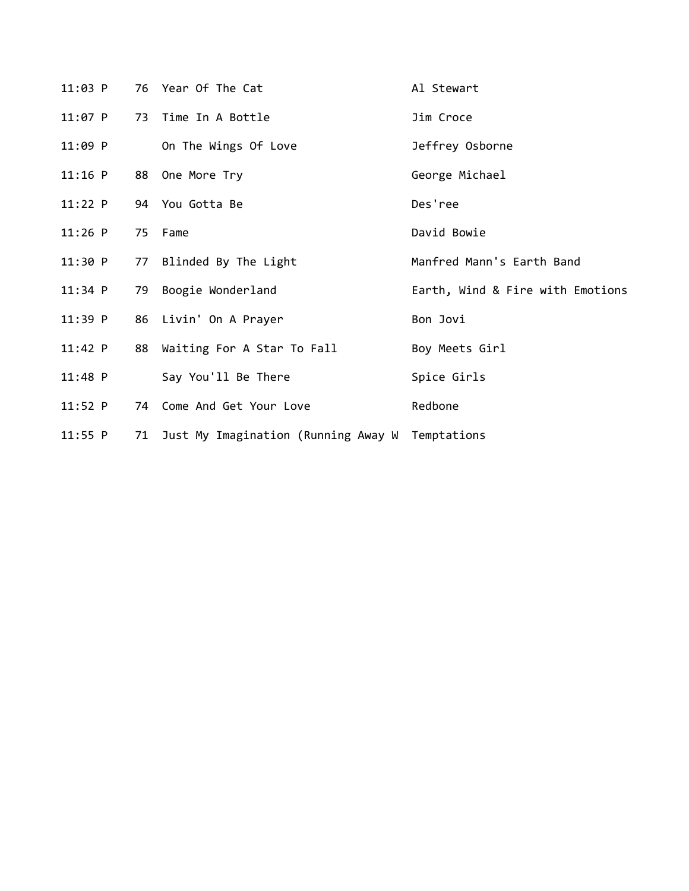| | | | |
|---|---|---|---|
| 11:03 P | 76 | Year Of The Cat | Al Stewart |
| 11:07 P | 73 | Time In A Bottle | Jim Croce |
| 11:09 P | | On The Wings Of Love | Jeffrey Osborne |
| 11:16 P | 88 | One More Try | George Michael |
| 11:22 P | 94 | You Gotta Be | Des'ree |
| 11:26 P | 75 | Fame | David Bowie |
| 11:30 P | 77 | Blinded By The Light | Manfred Mann's Earth Band |
| 11:34 P | 79 | Boogie Wonderland | Earth, Wind & Fire with Emotions |
| 11:39 P | 86 | Livin' On A Prayer | Bon Jovi |
| 11:42 P | 88 | Waiting For A Star To Fall | Boy Meets Girl |
| 11:48 P | | Say You'll Be There | Spice Girls |
| 11:52 P | 74 | Come And Get Your Love | Redbone |
| 11:55 P | 71 | Just My Imagination (Running Away W | Temptations |